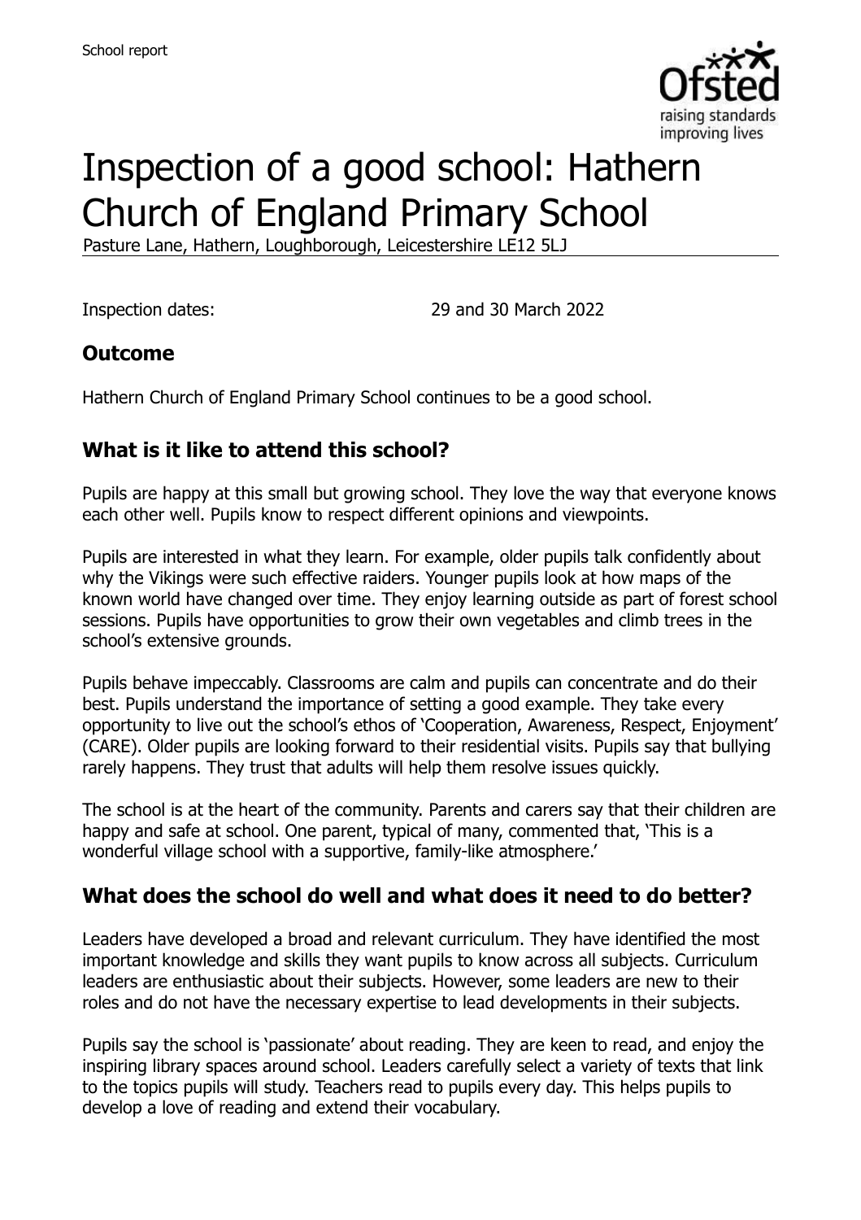# Inspection of a good school: Hathern Church of England Primary School

Pasture Lane, Hathern, Loughborough, Leicestershire LE12 5LJ

Inspection dates: 29 and 30 March 2022

## Outcome

Hathern Church of England Primary School continues to be a good school.

## What is it like to attend this school?

Pupils are happy at this small but growing school. They love the way that everyone knows each other well. Pupils know to respect different opinions and viewpoints.

Pupils are interested in what they learn. For example, older pupils talk confidently about why the Vikings were such effective raiders. Younger pupils look at how maps of the known world have changed over time. They enjoy learning outside as part of forest school sessions. Pupils have opportunities to grow their own vegetables and climb trees in the school's extensive grounds.

Pupils behave impeccably. Classrooms are calm and pupils can concentrate and do their best. Pupils understand the importance of setting a good example. They take every opportunity to live out the school's ethos of 'Cooperation, Awareness, Respect, Enjoyment' (CARE). Older pupils are looking forward to their residential visits. Pupils say that bullying rarely happens. They trust that adults will help them resolve issues quickly.

The school is at the heart of the community. Parents and carers say that their children are happy and safe at school. One parent, typical of many, commented that, 'This is a wonderful village school with a supportive, family-like atmosphere.'

## What does the school do well and what does it need to do better?

Leaders have developed a broad and relevant curriculum. They have identified the most important knowledge and skills they want pupils to know across all subjects. Curriculum leaders are enthusiastic about their subjects. However, some leaders are new to their roles and do not have the necessary expertise to lead developments in their subjects.

Pupils say the school is 'passionate' about reading. They are keen to read, and enjoy the inspiring library spaces around school. Leaders carefully select a variety of texts that link to the topics pupils will study. Teachers read to pupils every day. This helps pupils to develop a love of reading and extend their vocabulary.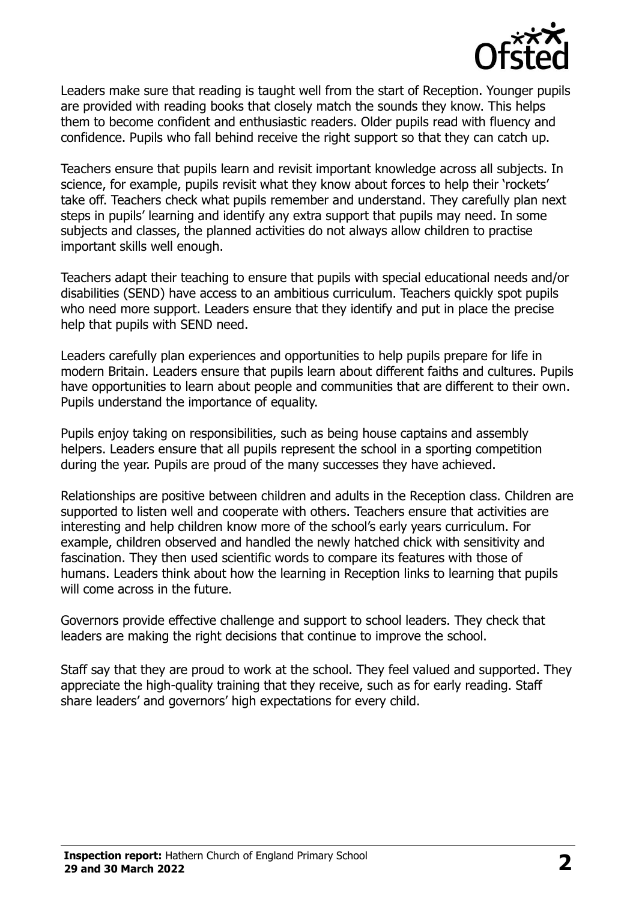Leaders make sure that reading is taught well from the start of Reception. Younger pupils are provided with reading books that closely match the sounds they know. This helps them to become confident and enthusiastic readers. Older pupils read with fluency and confidence. Pupils who fall behind receive the right support so that they can catch up.

Teachers ensure that pupils learn and revisit important knowledge across all subjects. In science, for example, pupils revisit what they know about forces to help their 'rockets' take off. Teachers check what pupils remember and understand. They carefully plan next steps in pupils' learning and identify any extra support that pupils may need. In some subjects and classes, the planned activities do not always allow children to practise important skills well enough.

Teachers adapt their teaching to ensure that pupils with special educational needs and/or disabilities (SEND) have access to an ambitious curriculum. Teachers quickly spot pupils who need more support. Leaders ensure that they identify and put in place the precise help that pupils with SEND need.

Leaders carefully plan experiences and opportunities to help pupils prepare for life in modern Britain. Leaders ensure that pupils learn about different faiths and cultures. Pupils have opportunities to learn about people and communities that are different to their own. Pupils understand the importance of equality.

Pupils enjoy taking on responsibilities, such as being house captains and assembly helpers. Leaders ensure that all pupils represent the school in a sporting competition during the year. Pupils are proud of the many successes they have achieved.

Relationships are positive between children and adults in the Reception class. Children are supported to listen well and cooperate with others. Teachers ensure that activities are interesting and help children know more of the school's early years curriculum. For example, children observed and handled the newly hatched chick with sensitivity and fascination. They then used scientific words to compare its features with those of humans. Leaders think about how the learning in Reception links to learning that pupils will come across in the future.

Governors provide effective challenge and support to school leaders. They check that leaders are making the right decisions that continue to improve the school.

Staff say that they are proud to work at the school. They feel valued and supported. They appreciate the high-quality training that they receive, such as for early reading. Staff share leaders' and governors' high expectations for every child.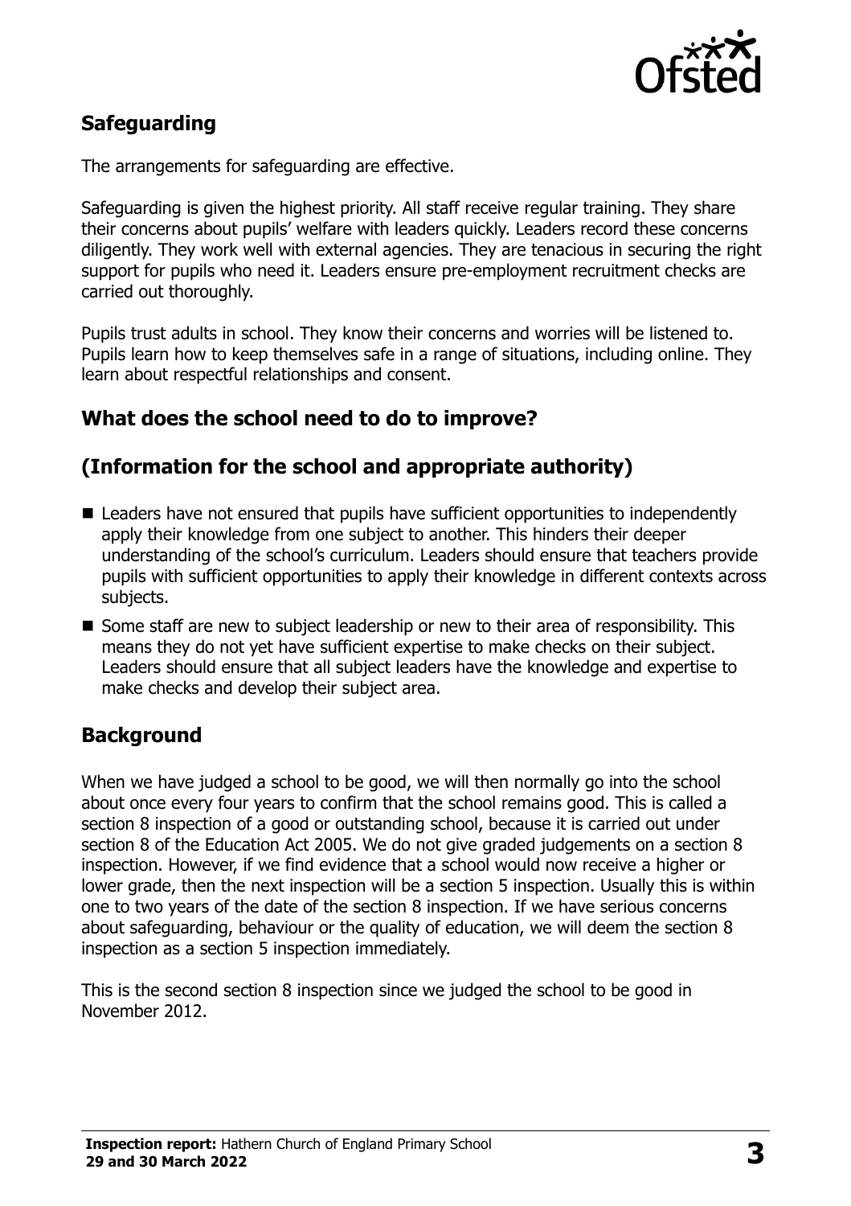## Safeguarding

The arrangements for safeguarding are effective.

Safeguarding is given the highest priority. All staff receive regular training. They share their concerns about pupils' welfare with leaders quickly. Leaders record these concerns diligently. They work well with external agencies. They are tenacious in securing the right support for pupils who need it. Leaders ensure pre-employment recruitment checks are carried out thoroughly.

Pupils trust adults in school. They know their concerns and worries will be listened to. Pupils learn how to keep themselves safe in a range of situations, including online. They learn about respectful relationships and consent.

## What does the school need to do to improve?

## (Information for the school and appropriate authority)

- Leaders have not ensured that pupils have sufficient opportunities to independently apply their knowledge from one subject to another. This hinders their deeper understanding of the school's curriculum. Leaders should ensure that teachers provide pupils with sufficient opportunities to apply their knowledge in different contexts across subjects.
- Some staff are new to subject leadership or new to their area of responsibility. This means they do not yet have sufficient expertise to make checks on their subject. Leaders should ensure that all subject leaders have the knowledge and expertise to make checks and develop their subject area.

## Background

When we have judged a school to be good, we will then normally go into the school about once every four years to confirm that the school remains good. This is called a section 8 inspection of a good or outstanding school, because it is carried out under section 8 of the Education Act 2005. We do not give graded judgements on a section 8 inspection. However, if we find evidence that a school would now receive a higher or lower grade, then the next inspection will be a section 5 inspection. Usually this is within one to two years of the date of the section 8 inspection. If we have serious concerns about safeguarding, behaviour or the quality of education, we will deem the section 8 inspection as a section 5 inspection immediately.

This is the second section 8 inspection since we judged the school to be good in November 2012.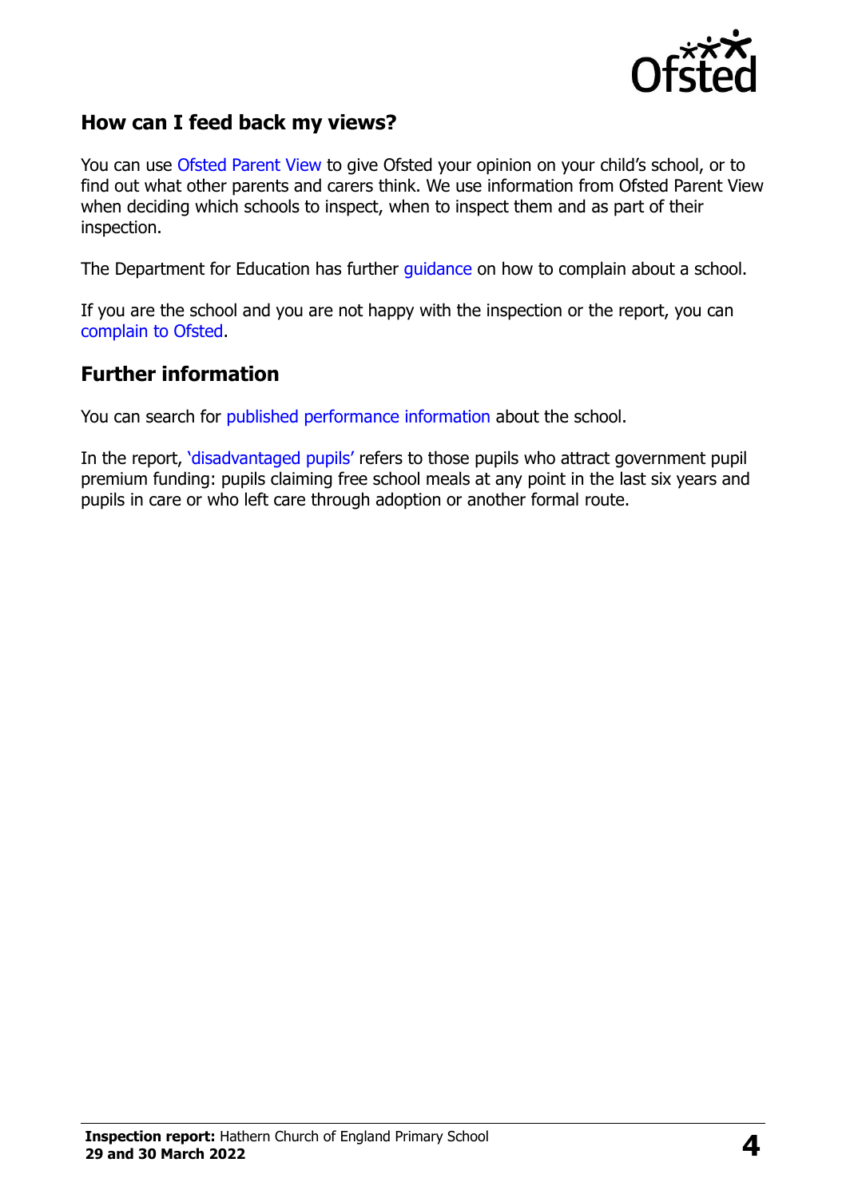## How can I feed back my views?

You can use Ofsted Parent View to give Ofsted your opinion on your child's school, or to find out what other parents and carers think. We use information from Ofsted Parent View when deciding which schools to inspect, when to inspect them and as part of their inspection.

The Department for Education has further guidance on how to complain about a school.

If you are the school and you are not happy with the inspection or the report, you can complain to Ofsted.

## Further information

You can search for published performance information about the school.

In the report, 'disadvantaged pupils' refers to those pupils who attract government pupil premium funding: pupils claiming free school meals at any point in the last six years and pupils in care or who left care through adoption or another formal route.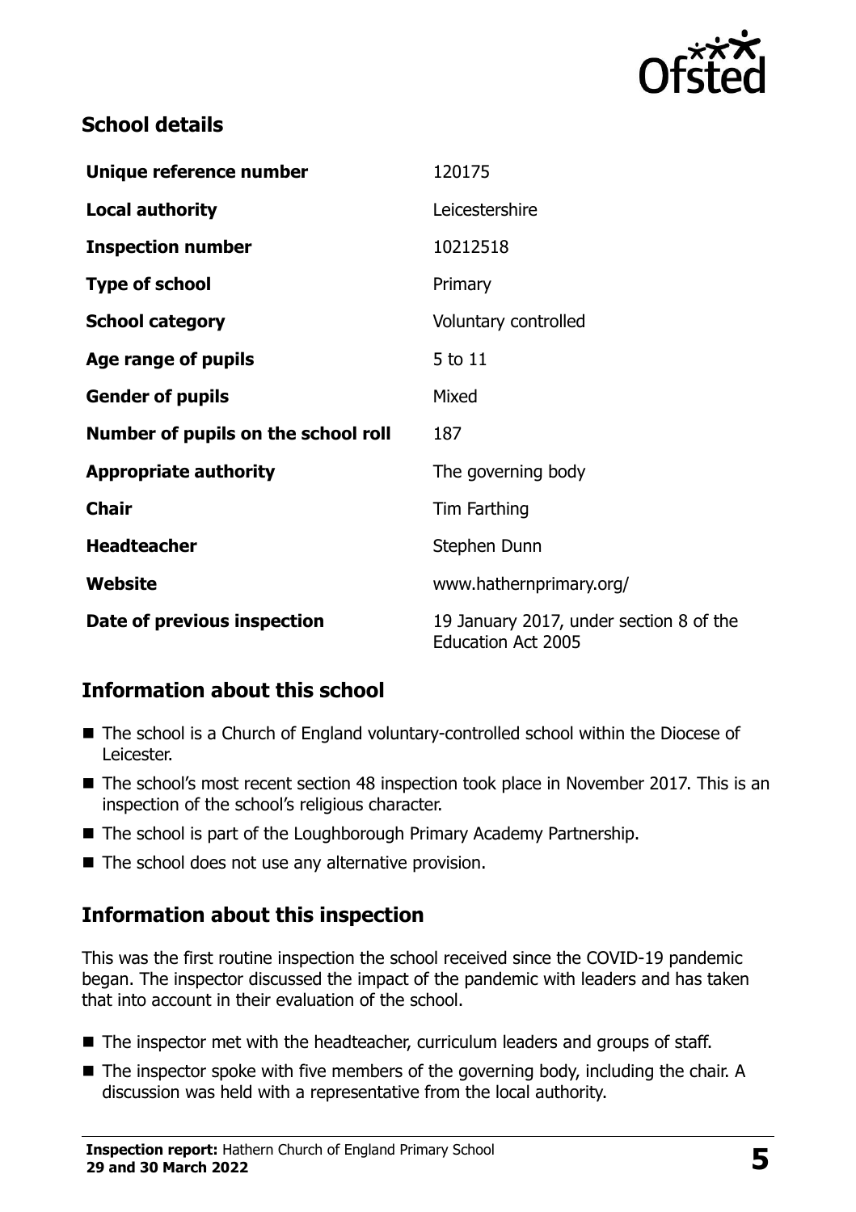## School details

| | |
|---|---|
| **Unique reference number** | 120175 |
| **Local authority** | Leicestershire |
| **Inspection number** | 10212518 |
| **Type of school** | Primary |
| **School category** | Voluntary controlled |
| **Age range of pupils** | 5 to 11 |
| **Gender of pupils** | Mixed |
| **Number of pupils on the school roll** | 187 |
| **Appropriate authority** | The governing body |
| **Chair** | Tim Farthing |
| **Headteacher** | Stephen Dunn |
| **Website** | www.hathernprimary.org/ |
| **Date of previous inspection** | 19 January 2017, under section 8 of the Education Act 2005 |

## Information about this school

- The school is a Church of England voluntary-controlled school within the Diocese of Leicester.
- The school's most recent section 48 inspection took place in November 2017. This is an inspection of the school's religious character.
- The school is part of the Loughborough Primary Academy Partnership.
- The school does not use any alternative provision.

## Information about this inspection

This was the first routine inspection the school received since the COVID-19 pandemic began. The inspector discussed the impact of the pandemic with leaders and has taken that into account in their evaluation of the school.

- The inspector met with the headteacher, curriculum leaders and groups of staff.
- The inspector spoke with five members of the governing body, including the chair. A discussion was held with a representative from the local authority.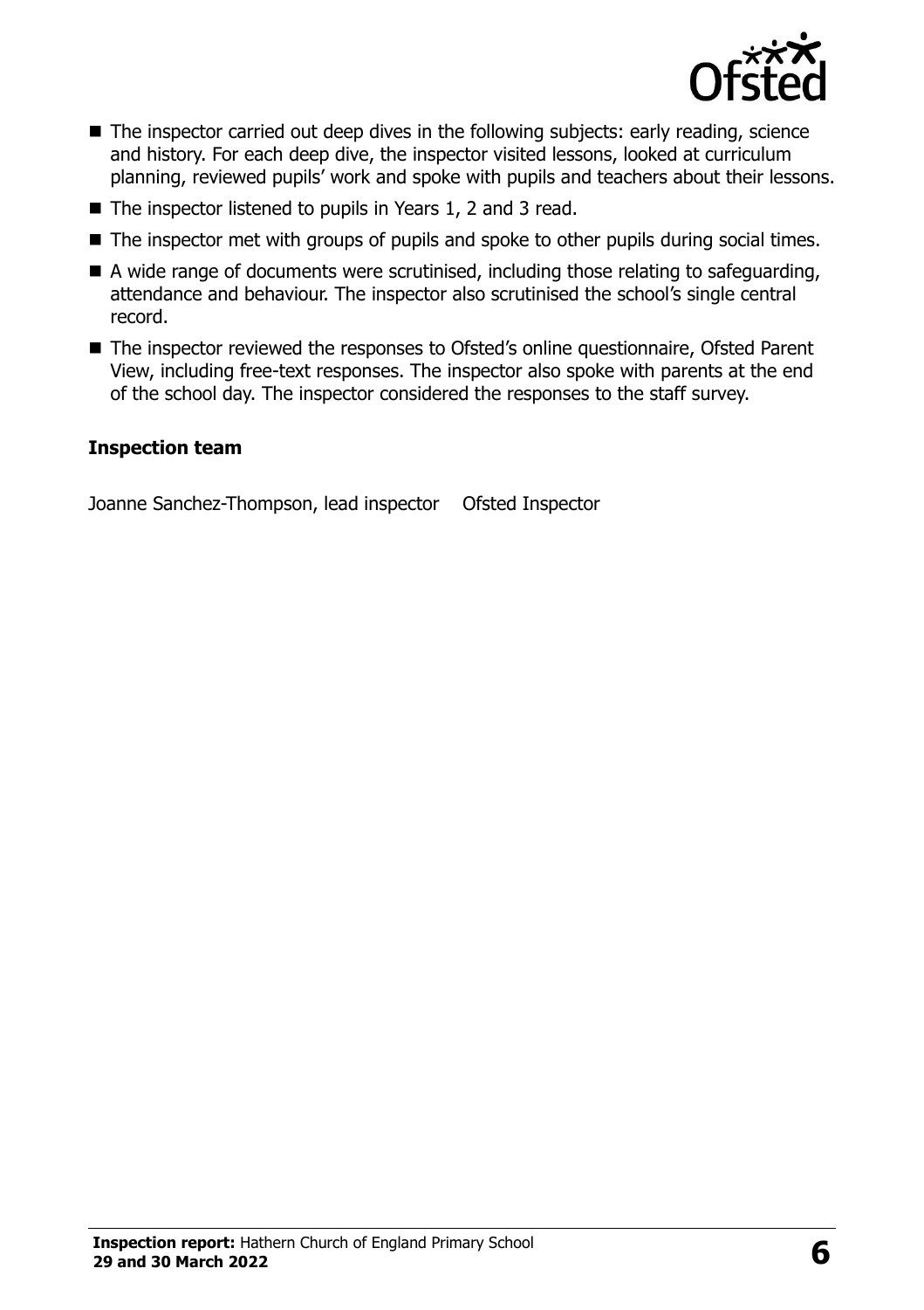- The inspector carried out deep dives in the following subjects: early reading, science and history. For each deep dive, the inspector visited lessons, looked at curriculum planning, reviewed pupils' work and spoke with pupils and teachers about their lessons.
- The inspector listened to pupils in Years 1, 2 and 3 read.
- The inspector met with groups of pupils and spoke to other pupils during social times.
- A wide range of documents were scrutinised, including those relating to safeguarding, attendance and behaviour. The inspector also scrutinised the school's single central record.
- The inspector reviewed the responses to Ofsted's online questionnaire, Ofsted Parent View, including free-text responses. The inspector also spoke with parents at the end of the school day. The inspector considered the responses to the staff survey.

### Inspection team

| | |
| --- | --- |
| Joanne Sanchez-Thompson, lead inspector | Ofsted Inspector |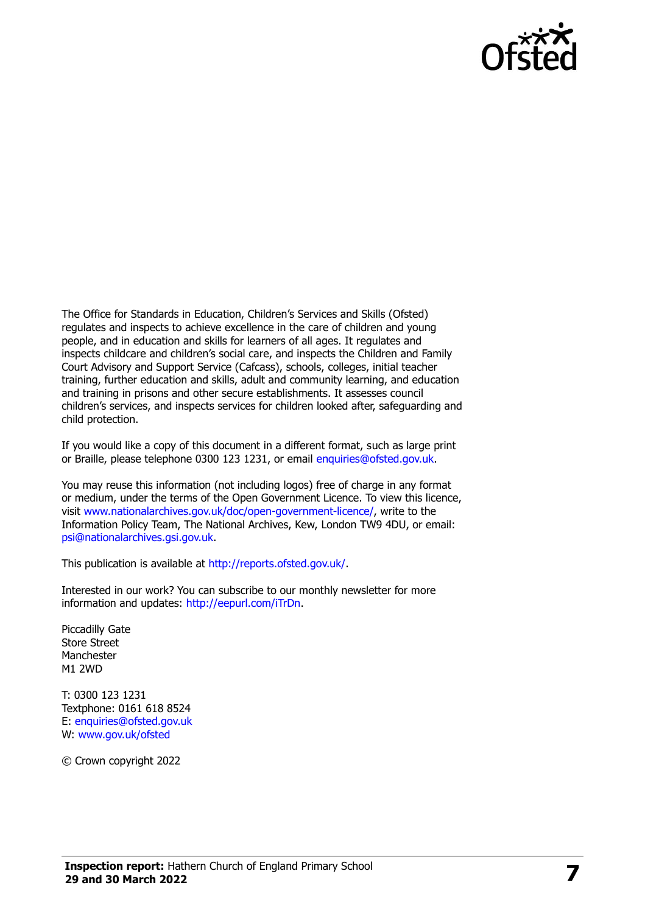The Office for Standards in Education, Children's Services and Skills (Ofsted) regulates and inspects to achieve excellence in the care of children and young people, and in education and skills for learners of all ages. It regulates and inspects childcare and children's social care, and inspects the Children and Family Court Advisory and Support Service (Cafcass), schools, colleges, initial teacher training, further education and skills, adult and community learning, and education and training in prisons and other secure establishments. It assesses council children's services, and inspects services for children looked after, safeguarding and child protection.

If you would like a copy of this document in a different format, such as large print or Braille, please telephone 0300 123 1231, or email enquiries@ofsted.gov.uk.

You may reuse this information (not including logos) free of charge in any format or medium, under the terms of the Open Government Licence. To view this licence, visit www.nationalarchives.gov.uk/doc/open-government-licence/, write to the Information Policy Team, The National Archives, Kew, London TW9 4DU, or email: psi@nationalarchives.gsi.gov.uk.

This publication is available at http://reports.ofsted.gov.uk/.

Interested in our work? You can subscribe to our monthly newsletter for more information and updates: http://eepurl.com/iTrDn.

Piccadilly Gate
Store Street
Manchester
M1 2WD

T: 0300 123 1231
Textphone: 0161 618 8524
E: enquiries@ofsted.gov.uk
W: www.gov.uk/ofsted

© Crown copyright 2022